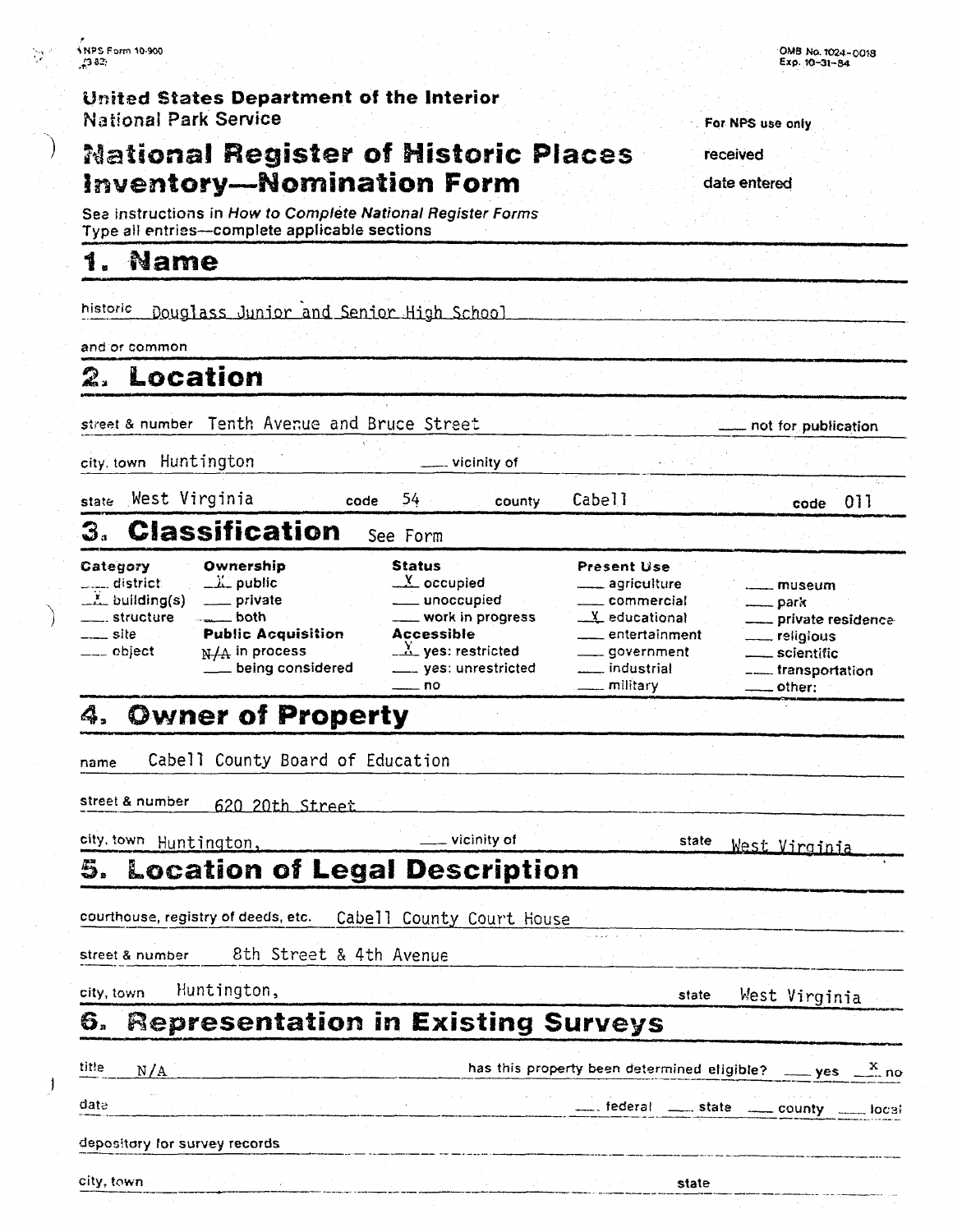NPS Form 10-900
(3-82)

OMB No. 1024-0018
Exp. 10-31-84

United States Department of the Interior
National Park Service

For NPS use only

received

date entered

# National Register of Historic Places Inventory—Nomination Form

See instructions in *How to Complete National Register Forms*
Type all entries—complete applicable sections

## 1. Name

historic Douglass Junior and Senior High School

and or common

## 2. Location

street & number Tenth Avenue and Bruce Street ___ not for publication

city, town Huntington ___ vicinity of

state West Virginia code 54 county Cabell code 011

## 3. Classification See Form

| Category | Ownership | Status | Present Use | |
|---|---|---|---|---|
| ___ district | X public | X occupied | ___ agriculture | ___ museum |
| X building(s) | ___ private | ___ unoccupied | ___ commercial | ___ park |
| ___ structure | ___ both | ___ work in progress | X educational | ___ private residence |
| ___ site | **Public Acquisition** | **Accessible** | ___ entertainment | ___ religious |
| ___ object | N/A in process | X yes: restricted | ___ government | ___ scientific |
| | ___ being considered | ___ yes: unrestricted | ___ industrial | ___ transportation |
| | | ___ no | ___ military | ___ other: |

## 4. Owner of Property

name Cabell County Board of Education

street & number 620 20th Street

city, town Huntington, ___ vicinity of state West Virginia

## 5. Location of Legal Description

courthouse, registry of deeds, etc. Cabell County Court House

street & number 8th Street & 4th Avenue

city, town Huntington, state West Virginia

## 6. Representation in Existing Surveys

title N/A has this property been determined eligible? ___ yes X no

date ___ federal ___ state ___ county ___ local

depository for survey records

city, town state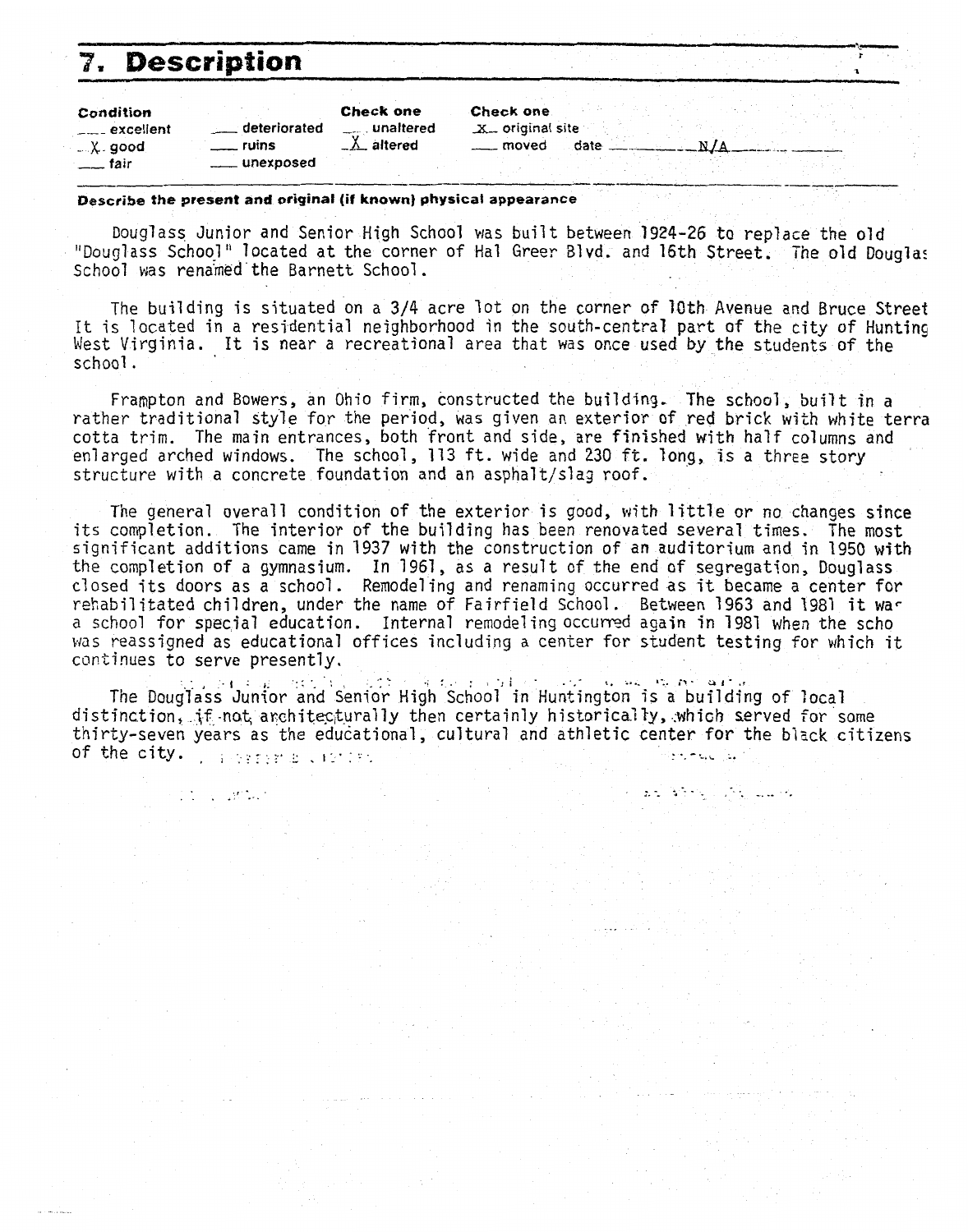# 7. Description

| Condition | | Check one | Check one |
|---|---|---|---|
| ___ excellent | ___ deteriorated | ___ unaltered | _x_ original site |
| _X_ good | ___ ruins | _X_ altered | ___ moved date ___N/A___ |
| ___ fair | ___ unexposed | | |

**Describe the present and original (if known) physical appearance**

Douglass Junior and Senior High School was built between 1924-26 to replace the old "Douglass School" located at the corner of Hal Greer Blvd. and 16th Street. The old Douglas School was renamed the Barnett School.

The building is situated on a 3/4 acre lot on the corner of 10th Avenue and Bruce Street It is located in a residential neighborhood in the south-central part of the city of Hunting West Virginia. It is near a recreational area that was once used by the students of the school.

Frampton and Bowers, an Ohio firm, constructed the building. The school, built in a rather traditional style for the period, was given an exterior of red brick with white terra cotta trim. The main entrances, both front and side, are finished with half columns and enlarged arched windows. The school, 113 ft. wide and 230 ft. long, is a three story structure with a concrete foundation and an asphalt/slag roof.

The general overall condition of the exterior is good, with little or no changes since its completion. The interior of the building has been renovated several times. The most significant additions came in 1937 with the construction of an auditorium and in 1950 with the completion of a gymnasium. In 1961, as a result of the end of segregation, Douglass closed its doors as a school. Remodeling and renaming occurred as it became a center for rehabilitated children, under the name of Fairfield School. Between 1963 and 1981 it was a school for special education. Internal remodeling occurred again in 1981 when the scho was reassigned as educational offices including a center for student testing for which it continues to serve presently.

The Douglass Junior and Senior High School in Huntington is a building of local distinction, if not architecturally then certainly historically, which served for some thirty-seven years as the educational, cultural and athletic center for the black citizens of the city.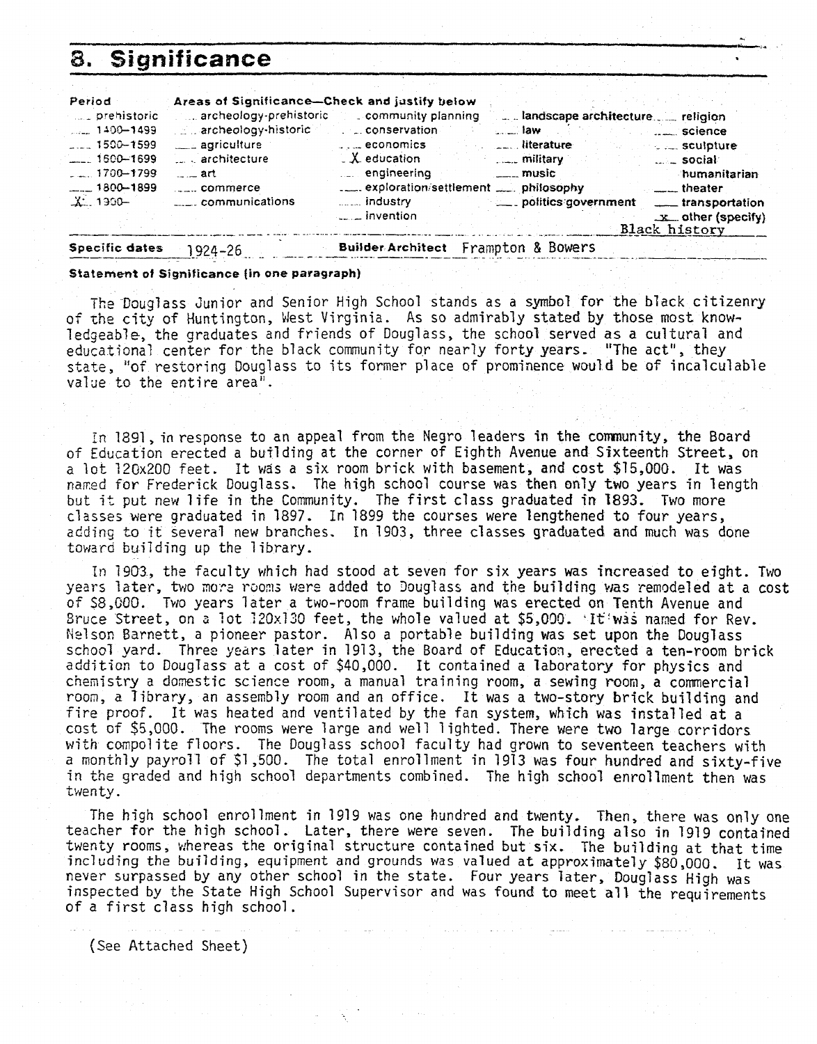# 8. Significance

| Period | Areas of Significance—Check and justify below | | | |
|---|---|---|---|---|
| ___ prehistoric | ___ archeology-prehistoric | ___ community planning | ___ landscape architecture | ___ religion |
| ___ 1400–1499 | ___ archeology-historic | ___ conservation | ___ law | ___ science |
| ___ 1500–1599 | ___ agriculture | ___ economics | ___ literature | ___ sculpture |
| ___ 1600–1699 | ___ architecture | X education | ___ military | ___ social/humanitarian |
| ___ 1700–1799 | ___ art | ___ engineering | ___ music | ___ theater |
| ___ 1800–1899 | ___ commerce | ___ exploration/settlement | ___ philosophy | ___ transportation |
| X 1900– | ___ communications | ___ industry | ___ politics/government | x other (specify) |
| | | ___ invention | | Black history |

**Specific dates** 1924-26 **Builder/Architect** Frampton & Bowers

**Statement of Significance (in one paragraph)**

The Douglass Junior and Senior High School stands as a symbol for the black citizenry of the city of Huntington, West Virginia. As so admirably stated by those most knowledgeable, the graduates and friends of Douglass, the school served as a cultural and educational center for the black community for nearly forty years. "The act", they state, "of restoring Douglass to its former place of prominence would be of incalculable value to the entire area".

In 1891, in response to an appeal from the Negro leaders in the community, the Board of Education erected a building at the corner of Eighth Avenue and Sixteenth Street, on a lot 120x200 feet. It was a six room brick with basement, and cost $15,000. It was named for Frederick Douglass. The high school course was then only two years in length but it put new life in the Community. The first class graduated in 1893. Two more classes were graduated in 1897. In 1899 the courses were lengthened to four years, adding to it several new branches. In 1903, three classes graduated and much was done toward building up the library.

In 1903, the faculty which had stood at seven for six years was increased to eight. Two years later, two more rooms were added to Douglass and the building was remodeled at a cost of $8,000. Two years later a two-room frame building was erected on Tenth Avenue and Bruce Street, on a lot 120x130 feet, the whole valued at $5,000. It was named for Rev. Nelson Barnett, a pioneer pastor. Also a portable building was set upon the Douglass school yard. Three years later in 1913, the Board of Education, erected a ten-room brick addition to Douglass at a cost of $40,000. It contained a laboratory for physics and chemistry a domestic science room, a manual training room, a sewing room, a commercial room, a library, an assembly room and an office. It was a two-story brick building and fire proof. It was heated and ventilated by the fan system, which was installed at a cost of $5,000. The rooms were large and well lighted. There were two large corridors with compolite floors. The Douglass school faculty had grown to seventeen teachers with a monthly payroll of $1,500. The total enrollment in 1913 was four hundred and sixty-five in the graded and high school departments combined. The high school enrollment then was twenty.

The high school enrollment in 1919 was one hundred and twenty. Then, there was only one teacher for the high school. Later, there were seven. The building also in 1919 contained twenty rooms, whereas the original structure contained but six. The building at that time including the building, equipment and grounds was valued at approximately $80,000. It was never surpassed by any other school in the state. Four years later, Douglass High was inspected by the State High School Supervisor and was found to meet all the requirements of a first class high school.

(See Attached Sheet)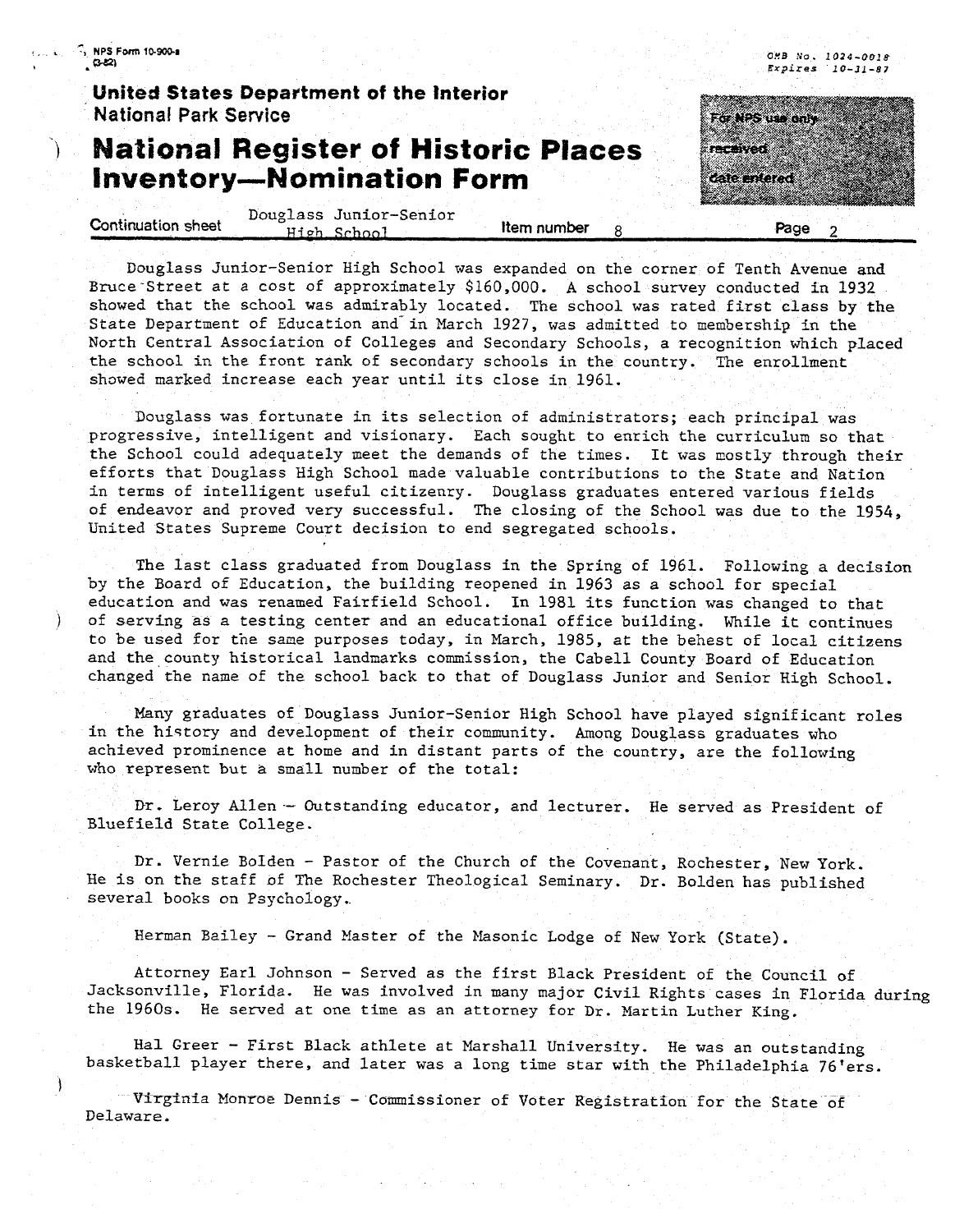Douglass Junior-Senior High School was expanded on the corner of Tenth Avenue and Bruce Street at a cost of approximately $160,000. A school survey conducted in 1932 showed that the school was admirably located. The school was rated first class by the State Department of Education and in March 1927, was admitted to membership in the North Central Association of Colleges and Secondary Schools, a recognition which placed the school in the front rank of secondary schools in the country. The enrollment showed marked increase each year until its close in 1961.

Douglass was fortunate in its selection of administrators; each principal was progressive, intelligent and visionary. Each sought to enrich the curriculum so that the School could adequately meet the demands of the times. It was mostly through their efforts that Douglass High School made valuable contributions to the State and Nation in terms of intelligent useful citizenry. Douglass graduates entered various fields of endeavor and proved very successful. The closing of the School was due to the 1954, United States Supreme Court decision to end segregated schools.

The last class graduated from Douglass in the Spring of 1961. Following a decision by the Board of Education, the building reopened in 1963 as a school for special education and was renamed Fairfield School. In 1981 its function was changed to that of serving as a testing center and an educational office building. While it continues to be used for the same purposes today, in March, 1985, at the behest of local citizens and the county historical landmarks commission, the Cabell County Board of Education changed the name of the school back to that of Douglass Junior and Senior High School.

Many graduates of Douglass Junior-Senior High School have played significant roles in the history and development of their community. Among Douglass graduates who achieved prominence at home and in distant parts of the country, are the following who represent but a small number of the total:

Dr. Leroy Allen - Outstanding educator, and lecturer. He served as President of Bluefield State College.

Dr. Vernie Bolden - Pastor of the Church of the Covenant, Rochester, New York. He is on the staff of The Rochester Theological Seminary. Dr. Bolden has published several books on Psychology.

Herman Bailey - Grand Master of the Masonic Lodge of New York (State).

Attorney Earl Johnson - Served as the first Black President of the Council of Jacksonville, Florida. He was involved in many major Civil Rights cases in Florida during the 1960s. He served at one time as an attorney for Dr. Martin Luther King.

Hal Greer - First Black athlete at Marshall University. He was an outstanding basketball player there, and later was a long time star with the Philadelphia 76'ers.

Virginia Monroe Dennis - Commissioner of Voter Registration for the State of Delaware.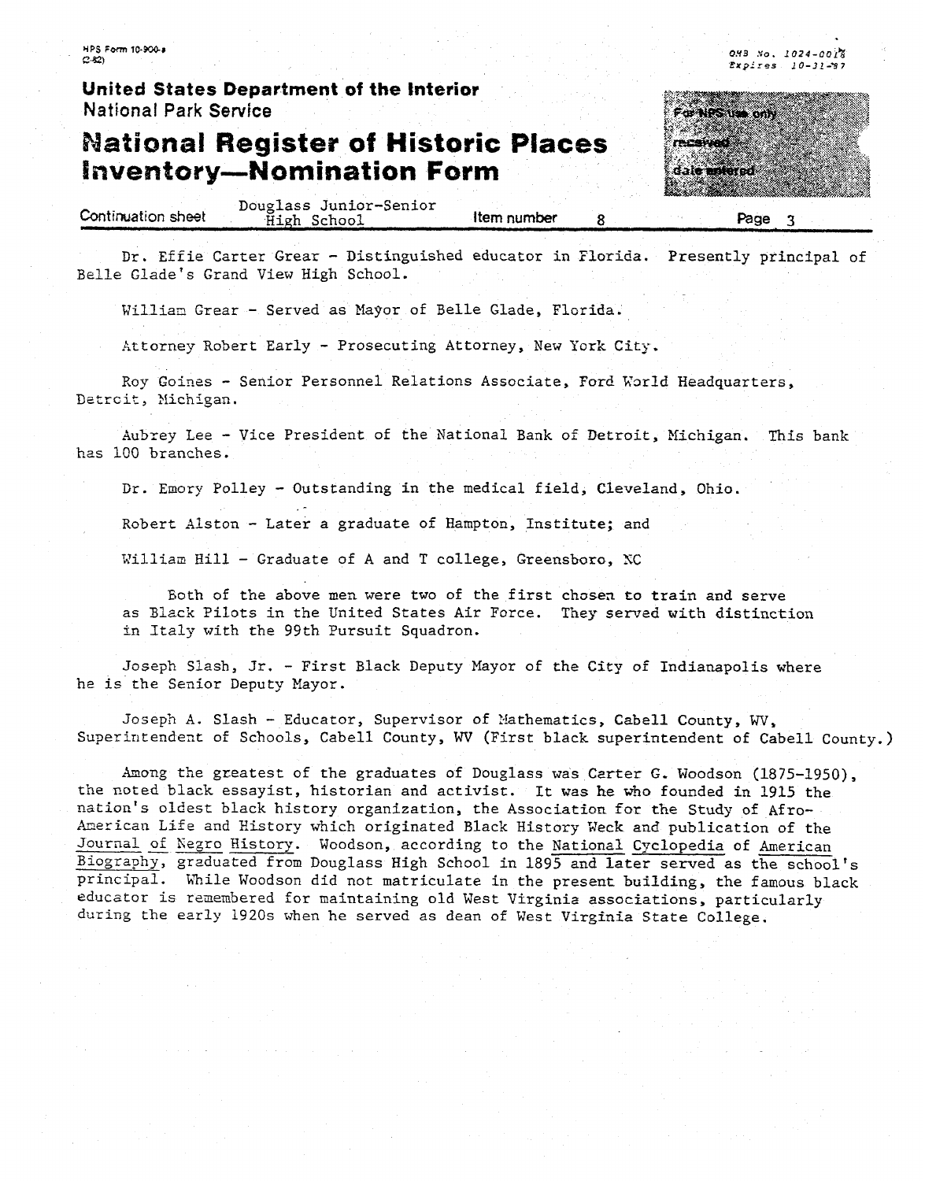Dr. Effie Carter Grear - Distinguished educator in Florida. Presently principal of Belle Glade's Grand View High School.

William Grear - Served as Mayor of Belle Glade, Florida.

Attorney Robert Early - Prosecuting Attorney, New York City.

Roy Goines - Senior Personnel Relations Associate, Ford World Headquarters, Detroit, Michigan.

Aubrey Lee - Vice President of the National Bank of Detroit, Michigan. This bank has 100 branches.

Dr. Emory Polley - Outstanding in the medical field, Cleveland, Ohio.

Robert Alston - Later a graduate of Hampton, Institute; and

William Hill - Graduate of A and T college, Greensboro, NC

Both of the above men were two of the first chosen to train and serve as Black Pilots in the United States Air Force. They served with distinction in Italy with the 99th Pursuit Squadron.

Joseph Slash, Jr. - First Black Deputy Mayor of the City of Indianapolis where he is the Senior Deputy Mayor.

Joseph A. Slash - Educator, Supervisor of Mathematics, Cabell County, WV, Superintendent of Schools, Cabell County, WV (First black superintendent of Cabell County.)

Among the greatest of the graduates of Douglass was Carter G. Woodson (1875-1950), the noted black essayist, historian and activist. It was he who founded in 1915 the nation's oldest black history organization, the Association for the Study of Afro-American Life and History which originated Black History Week and publication of the Journal of Negro History. Woodson, according to the National Cyclopedia of American Biography, graduated from Douglass High School in 1895 and later served as the school's principal. While Woodson did not matriculate in the present building, the famous black educator is remembered for maintaining old West Virginia associations, particularly during the early 1920s when he served as dean of West Virginia State College.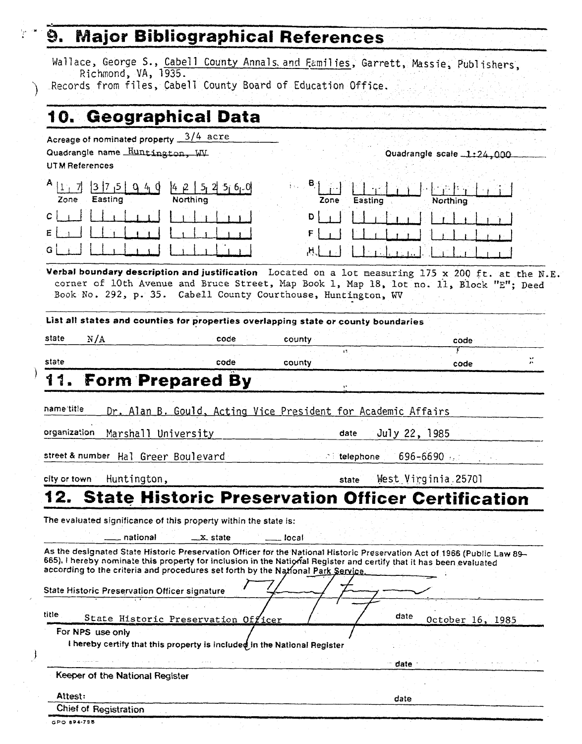## 9. Major Bibliographical References

Wallace, George S., Cabell County Annals and Families, Garrett, Massie, Publishers, Richmond, VA, 1935.
Records from files, Cabell County Board of Education Office.

## 10. Geographical Data

Acreage of nominated property 3/4 acre
Quadrangle name Huntington, WV
Quadrangle scale 1:24,000

UTM References

| | Zone | Easting | Northing | | Zone | Easting | Northing |
|---|---|---|---|---|---|---|---|
| A | 17 | 375940 | 4252560 | B | | | |
| C | | | | D | | | |
| E | | | | F | | | |
| G | | | | H | | | |

**Verbal boundary description and justification** Located on a lot measuring 175 x 200 ft. at the N.E. corner of 10th Avenue and Bruce Street, Map Book 1, Map 18, lot no. 11, Block "E"; Deed Book No. 292, p. 35. Cabell County Courthouse, Huntington, WV

**List all states and counties for properties overlapping state or county boundaries**

| state | code | county | code |
|---|---|---|---|
| N/A | | | |
| | | | |

## 11. Form Prepared By

name/title Dr. Alan B. Gould, Acting Vice President for Academic Affairs
organization Marshall University  date July 22, 1985
street & number Hal Greer Boulevard  telephone 696-6690
city or town Huntington,  state West Virginia 25701

## 12. State Historic Preservation Officer Certification

The evaluated significance of this property within the state is:

___ national  _x_ state  ___ local

As the designated State Historic Preservation Officer for the National Historic Preservation Act of 1966 (Public Law 89-665), I hereby nominate this property for inclusion in the National Register and certify that it has been evaluated according to the criteria and procedures set forth by the National Park Service.

State Historic Preservation Officer signature

title State Historic Preservation Officer  date October 16, 1985

For NPS use only
I hereby certify that this property is included in the National Register

date

Keeper of the National Register

Attest:  date

Chief of Registration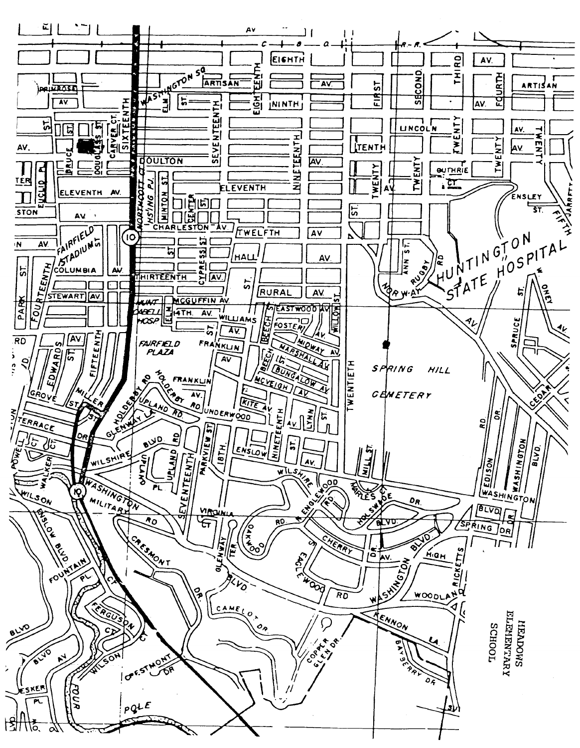MEADOWS ELEMENTARY SCHOOL